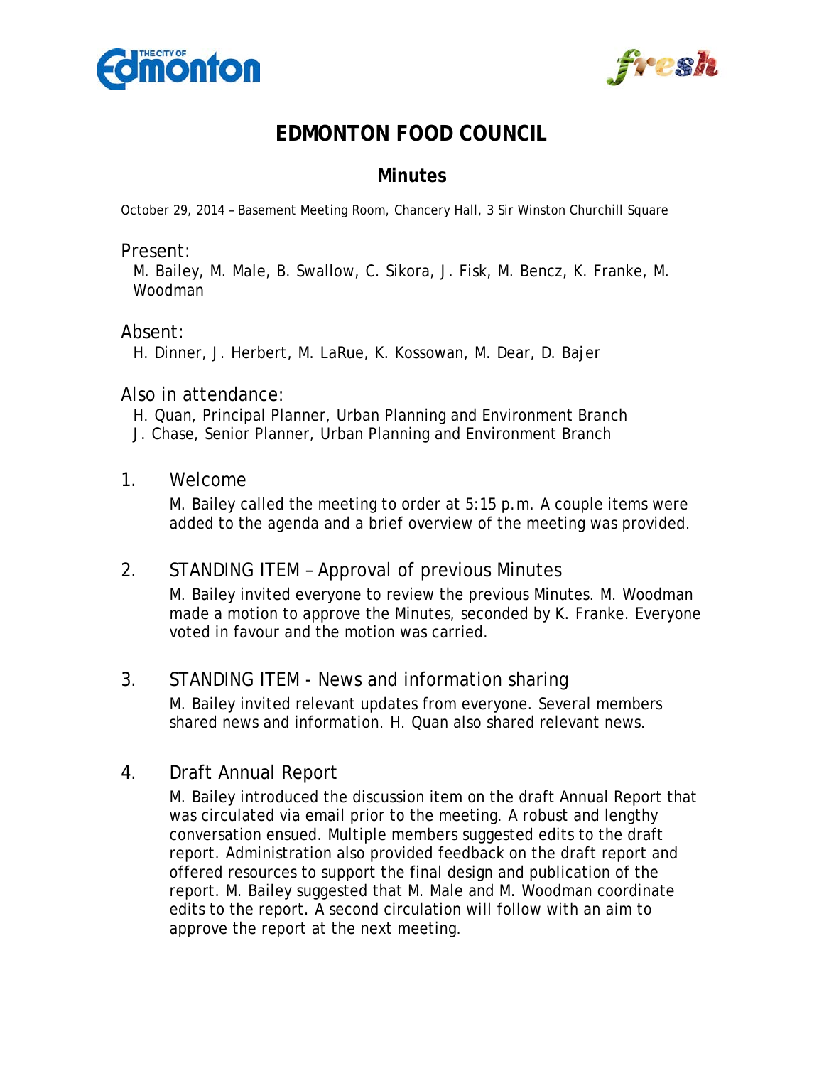# EDMONTON FOOD COUNCIL

## Minutes

October 29, 2014 – Basement Meeting Room, Chancery Hall, 3 Sir Winston Churchill Square

### Present:

M. Bailey, M. Male, B. Swallow, C. Sikora, J. Fisk, M. Bencz, K. Franke, M. Woodman

### Absent:

H. Dinner, J. Herbert, M. LaRue, K. Kossowan, M. Dear, D. Bajer

### Also in attendance:

H. Quan, Principal Planner, Urban Planning and Environment Branch
J. Chase, Senior Planner, Urban Planning and Environment Branch

### 1. Welcome

M. Bailey called the meeting to order at 5:15 p.m. A couple items were added to the agenda and a brief overview of the meeting was provided.

### 2. STANDING ITEM – Approval of previous Minutes

M. Bailey invited everyone to review the previous Minutes. M. Woodman made a motion to approve the Minutes, seconded by K. Franke. Everyone voted in favour and the motion was carried.

### 3. STANDING ITEM - News and information sharing

M. Bailey invited relevant updates from everyone. Several members shared news and information. H. Quan also shared relevant news.

### 4. Draft Annual Report

M. Bailey introduced the discussion item on the draft Annual Report that was circulated via email prior to the meeting. A robust and lengthy conversation ensued. Multiple members suggested edits to the draft report. Administration also provided feedback on the draft report and offered resources to support the final design and publication of the report. M. Bailey suggested that M. Male and M. Woodman coordinate edits to the report. A second circulation will follow with an aim to approve the report at the next meeting.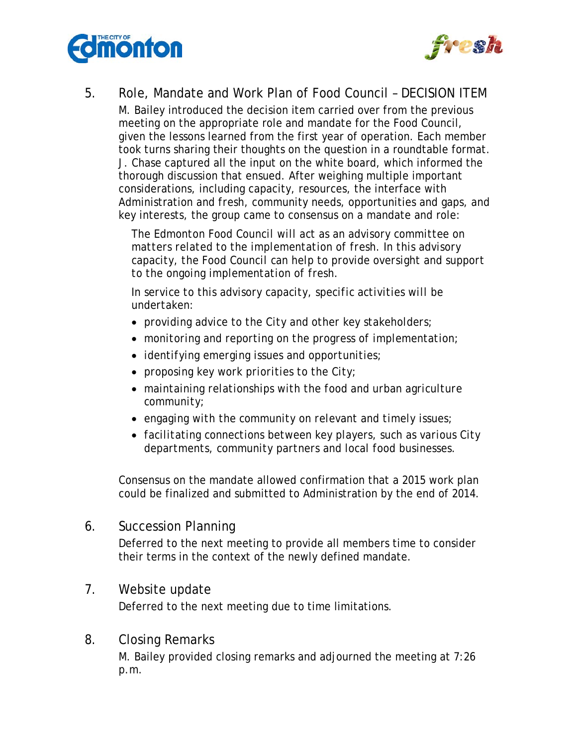## 5. Role, Mandate and Work Plan of Food Council – DECISION ITEM

M. Bailey introduced the decision item carried over from the previous meeting on the appropriate role and mandate for the Food Council, given the lessons learned from the first year of operation. Each member took turns sharing their thoughts on the question in a roundtable format. J. Chase captured all the input on the white board, which informed the thorough discussion that ensued. After weighing multiple important considerations, including capacity, resources, the interface with Administration and fresh, community needs, opportunities and gaps, and key interests, the group came to consensus on a mandate and role:

> The Edmonton Food Council will act as an advisory committee on matters related to the implementation of fresh. In this advisory capacity, the Food Council can help to provide oversight and support to the ongoing implementation of fresh.
>
> In service to this advisory capacity, specific activities will be undertaken:
>
> - providing advice to the City and other key stakeholders;
> - monitoring and reporting on the progress of implementation;
> - identifying emerging issues and opportunities;
> - proposing key work priorities to the City;
> - maintaining relationships with the food and urban agriculture community;
> - engaging with the community on relevant and timely issues;
> - facilitating connections between key players, such as various City departments, community partners and local food businesses.

Consensus on the mandate allowed confirmation that a 2015 work plan could be finalized and submitted to Administration by the end of 2014.

## 6. Succession Planning

Deferred to the next meeting to provide all members time to consider their terms in the context of the newly defined mandate.

## 7. Website update

Deferred to the next meeting due to time limitations.

## 8. Closing Remarks

M. Bailey provided closing remarks and adjourned the meeting at 7:26 p.m.